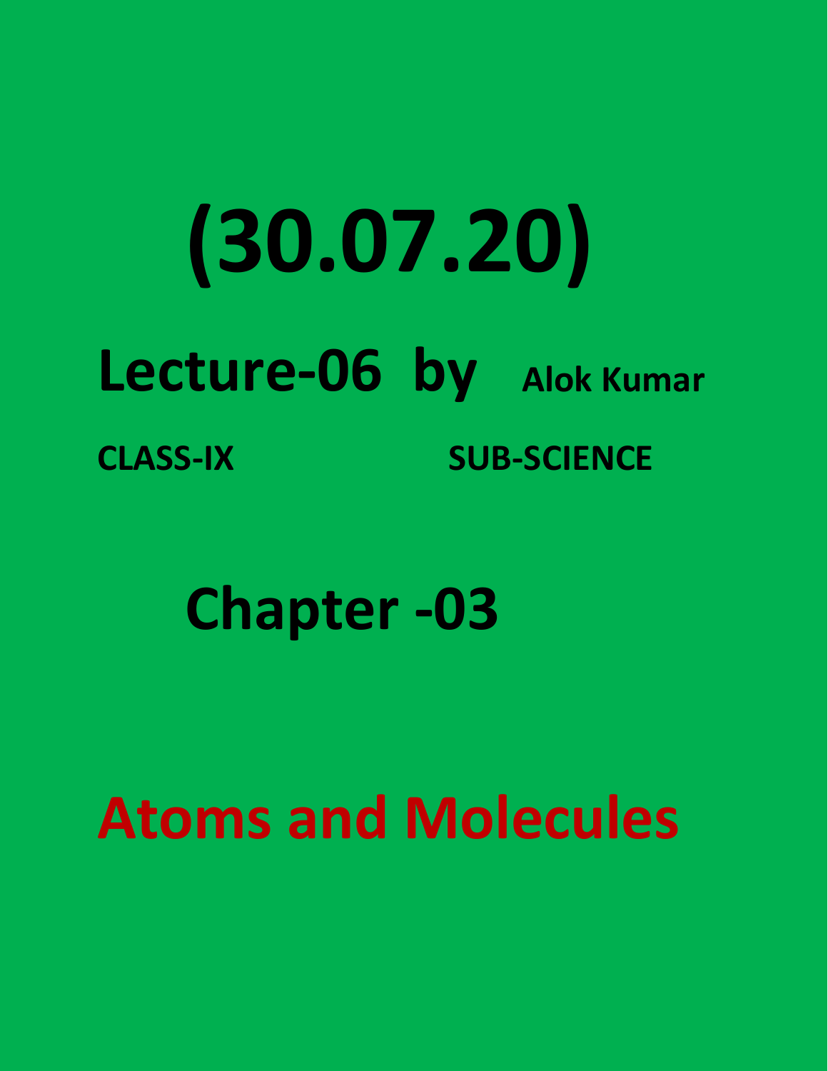# (30.07.20)

## Lecture-06 by Alok Kumar

**CLASS-IX** **SUB-SCIENCE**

## Chapter -03

# Atoms and Molecules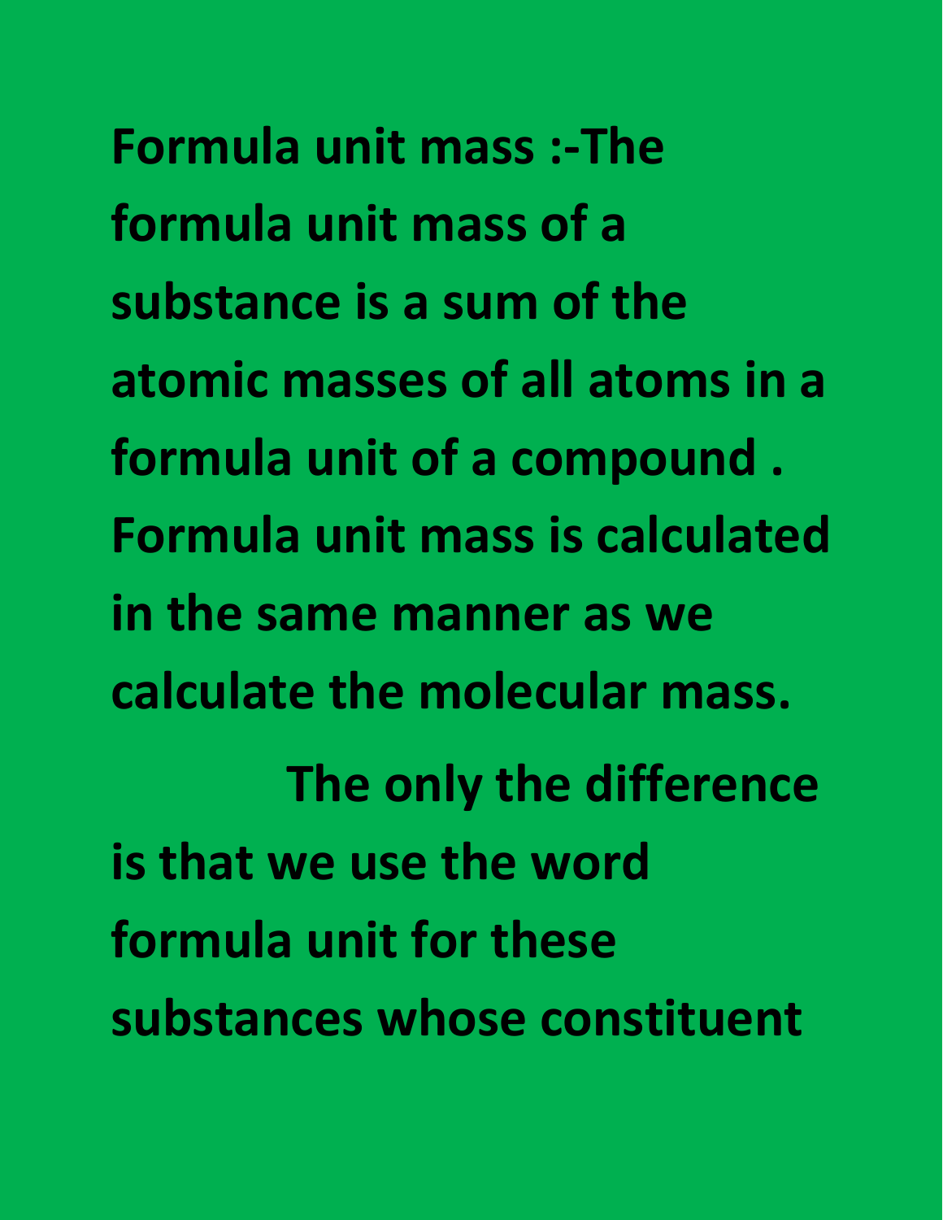**Formula unit mass :-The formula unit mass of a substance is a sum of the atomic masses of all atoms in a formula unit of a compound . Formula unit mass is calculated in the same manner as we calculate the molecular mass.**

**The only the difference is that we use the word formula unit for these substances whose constituent**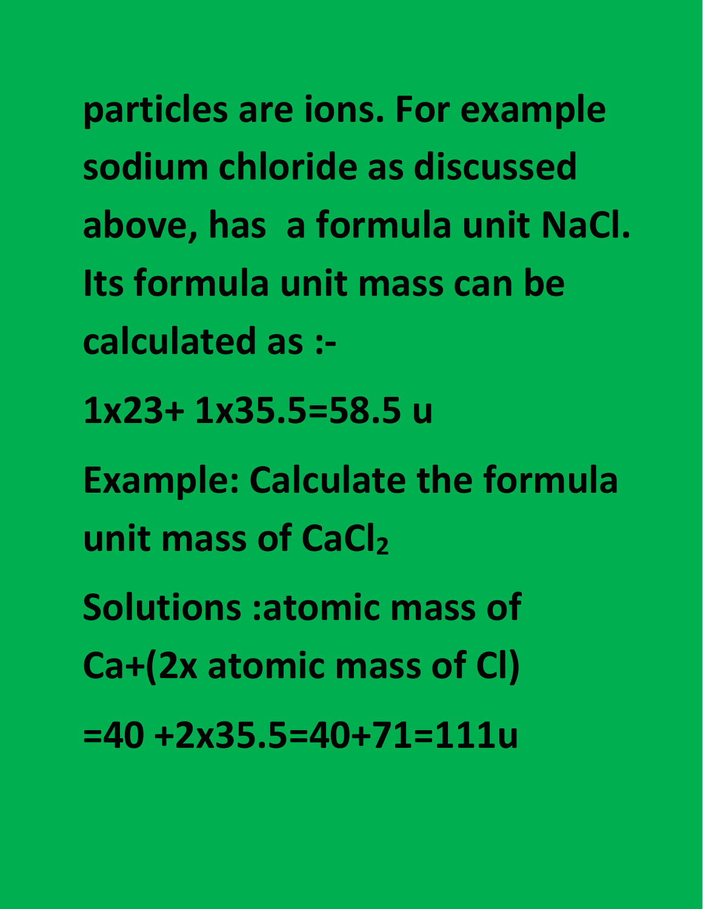**particles are ions. For example sodium chloride as discussed above, has a formula unit NaCl. Its formula unit mass can be calculated as :-**

**$1 \times 23 + 1 \times 35.5 = 58.5$ u**

**Example: Calculate the formula unit mass of $CaCl_2$**

**Solutions :atomic mass of Ca+(2x atomic mass of Cl)**

**$= 40 + 2 \times 35.5 = 40 + 71 = 111$u**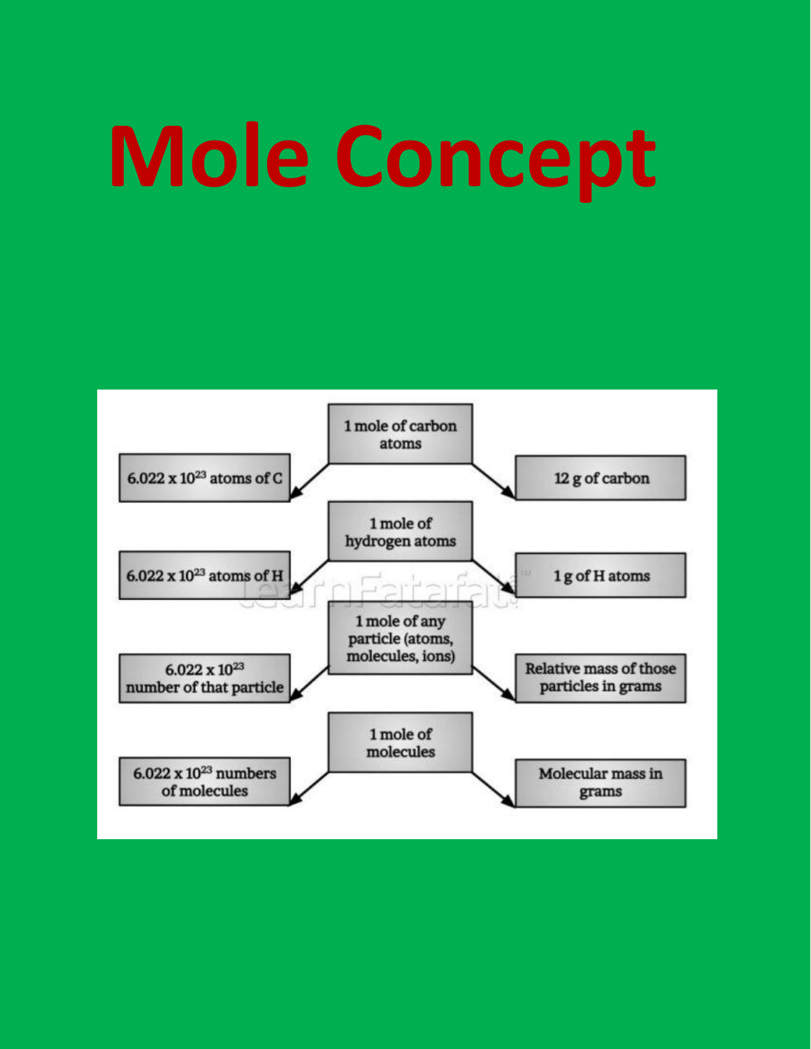# Mole Concept

1 mole of carbon atoms
- $6.022 \times 10^{23}$ atoms of C
- 12 g of carbon

1 mole of hydrogen atoms
- $6.022 \times 10^{23}$ atoms of H
- 1 g of H atoms

1 mole of any particle (atoms, molecules, ions)
- $6.022 \times 10^{23}$ number of that particle
- Relative mass of those particles in grams

1 mole of molecules
- $6.022 \times 10^{23}$ numbers of molecules
- Molecular mass in grams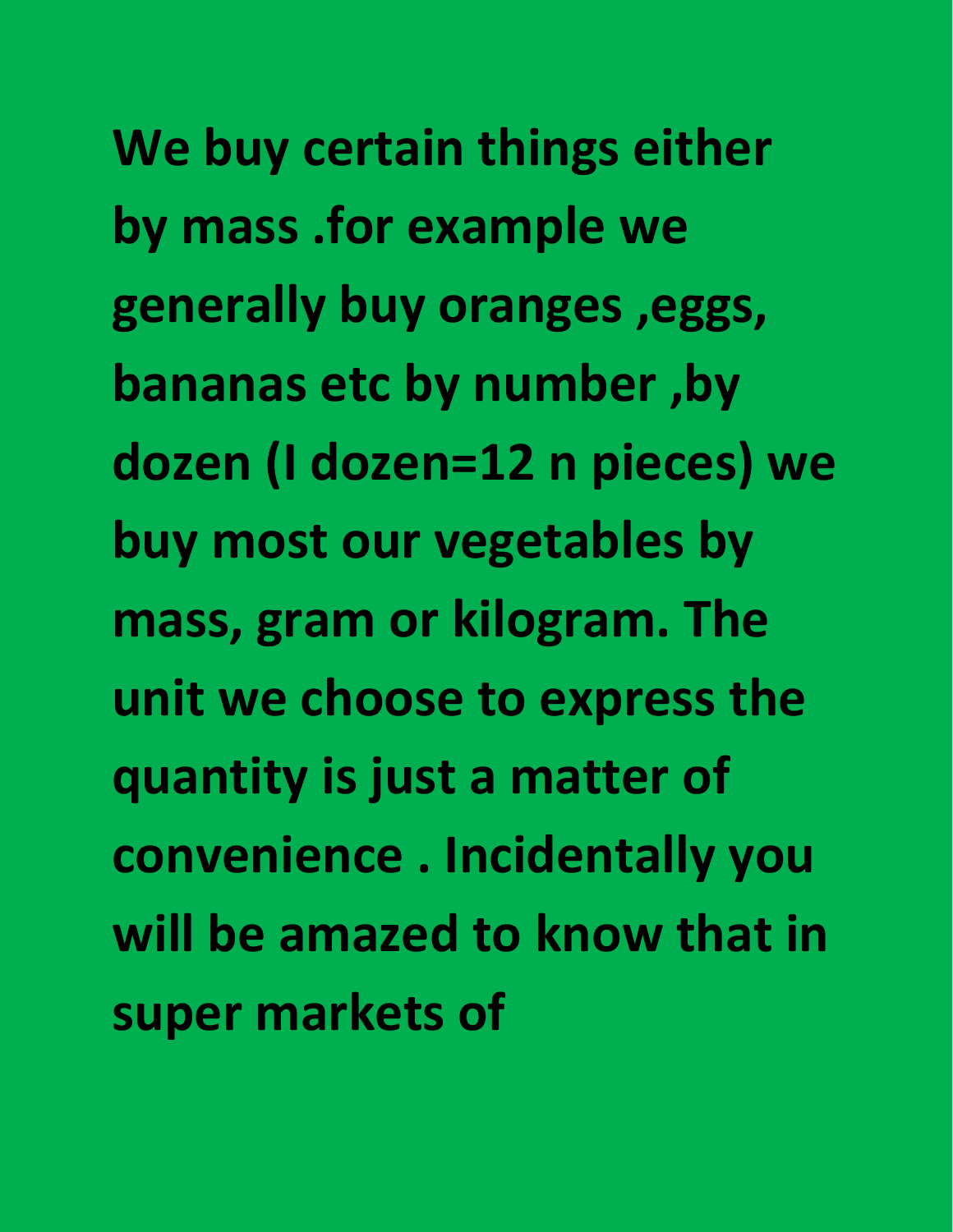**We buy certain things either by mass .for example we generally buy oranges ,eggs, bananas etc by number ,by dozen (I dozen=12 n pieces) we buy most our vegetables by mass, gram or kilogram. The unit we choose to express the quantity is just a matter of convenience . Incidentally you will be amazed to know that in super markets of**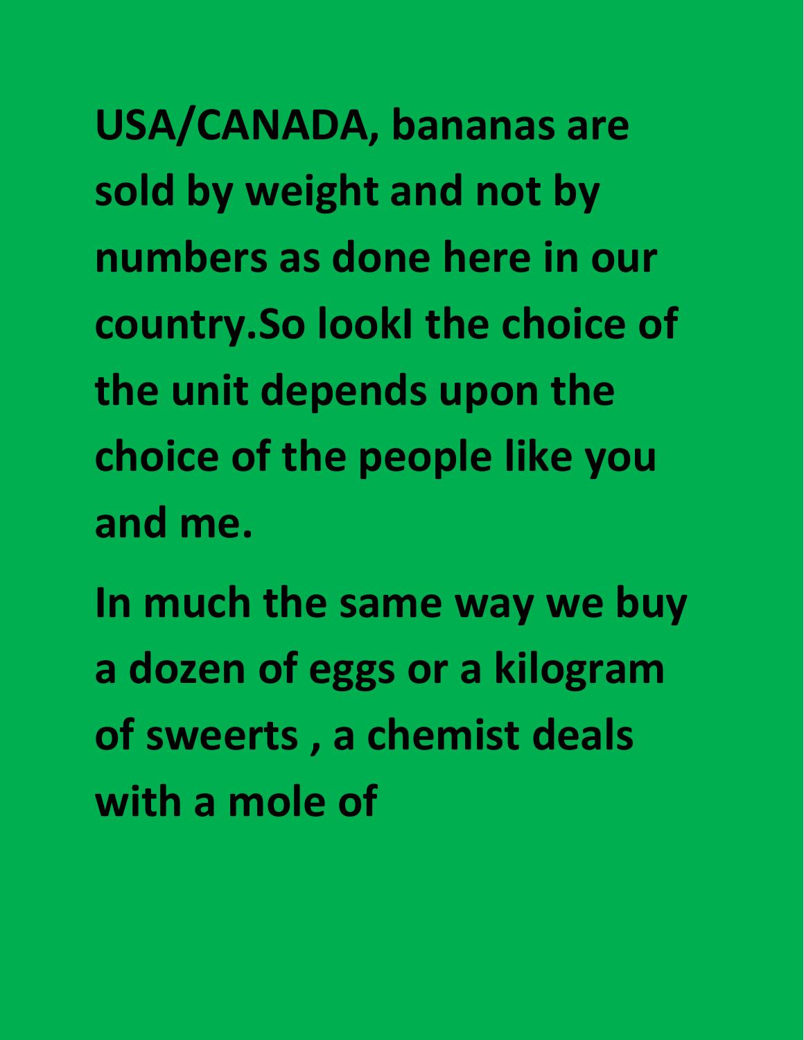**USA/CANADA, bananas are sold by weight and not by numbers as done here in our country.So lookI the choice of the unit depends upon the choice of the people like you and me.**

**In much the same way we buy a dozen of eggs or a kilogram of sweerts , a chemist deals with a mole of**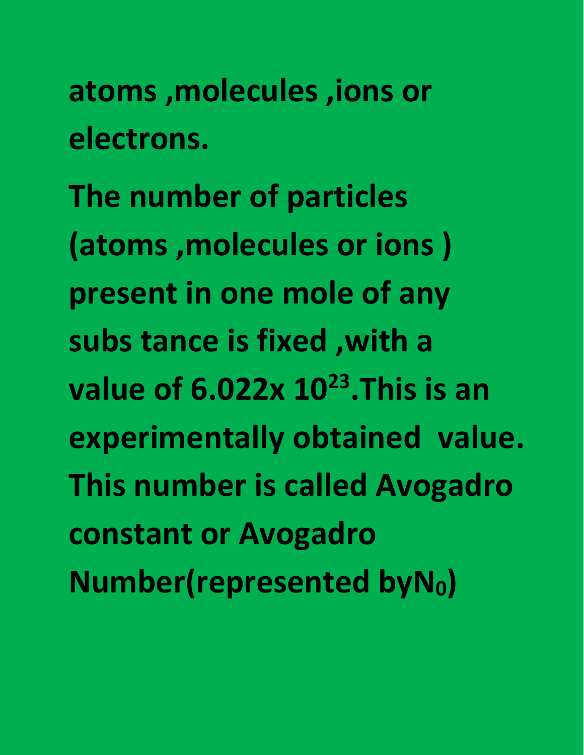**atoms ,molecules ,ions or electrons.**

**The number of particles (atoms ,molecules or ions ) present in one mole of any subs tance is fixed ,with a value of $6.022 \times 10^{23}$.This is an experimentally obtained value. This number is called Avogadro constant or Avogadro Number(represented by$N_0$)**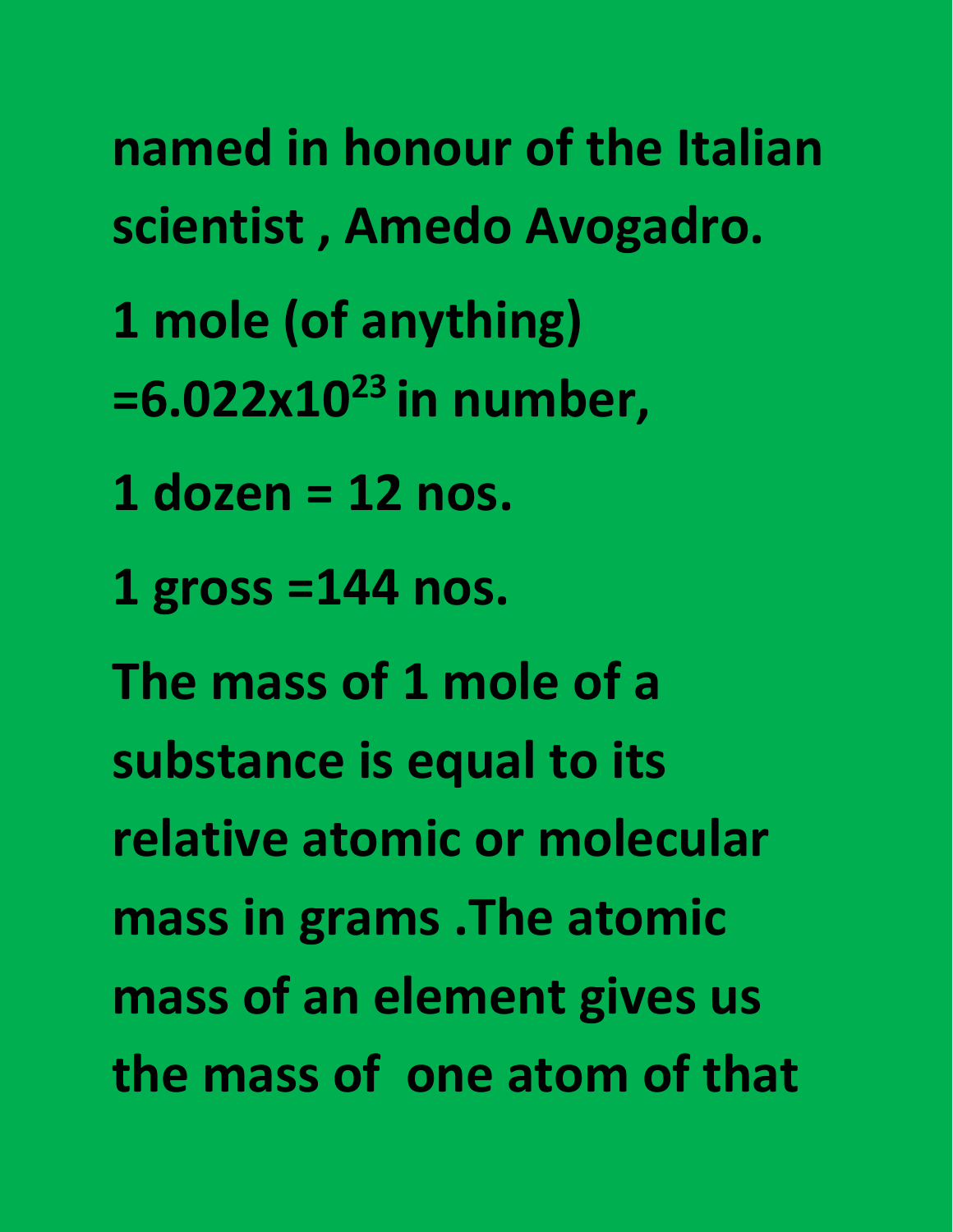**named in honour of the Italian scientist , Amedo Avogadro.**

**1 mole (of anything) $=6.022 \times 10^{23}$ in number,**

**1 dozen = 12 nos.**

**1 gross =144 nos.**

**The mass of 1 mole of a substance is equal to its relative atomic or molecular mass in grams .The atomic mass of an element gives us the mass of one atom of that**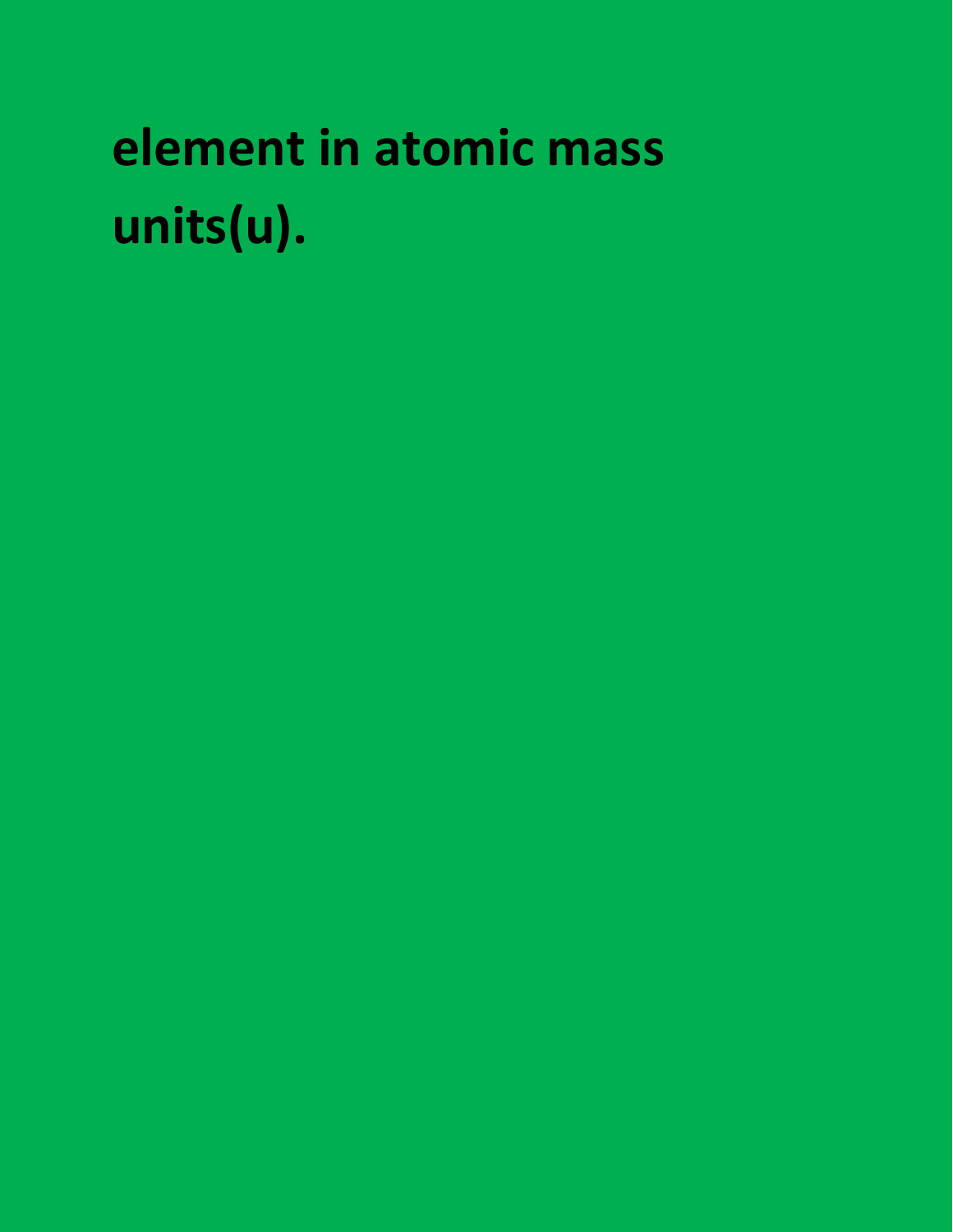**element in atomic mass units(u).**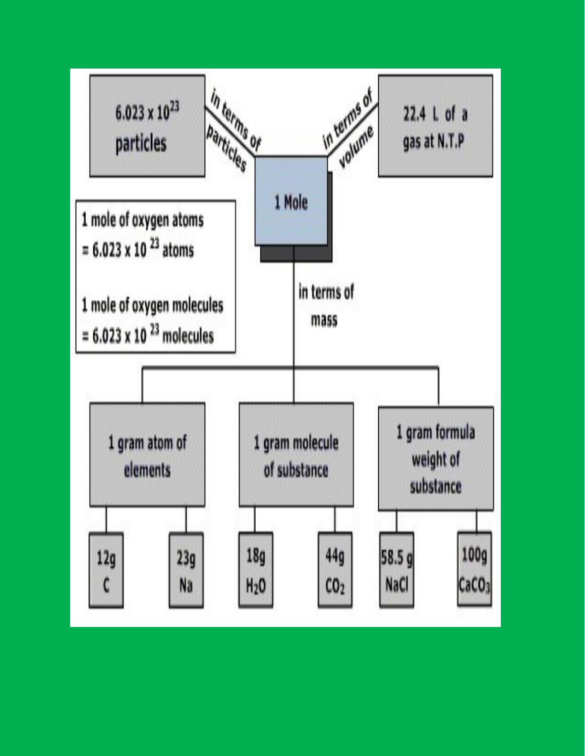1 Mole

- in terms of particles: $6.023 \times 10^{23}$ particles
- in terms of volume: 22.4 L of a gas at N.T.P
- in terms of mass:
  - 1 gram atom of elements
    - 12g C
    - 23g Na
  - 1 gram molecule of substance
    - 18g $H_2O$
    - 44g $CO_2$
  - 1 gram formula weight of substance
    - 58.5 g NaCl
    - 100g $CaCO_3$

1 mole of oxygen atoms $= 6.023 \times 10^{23}$ atoms

1 mole of oxygen molecules $= 6.023 \times 10^{23}$ molecules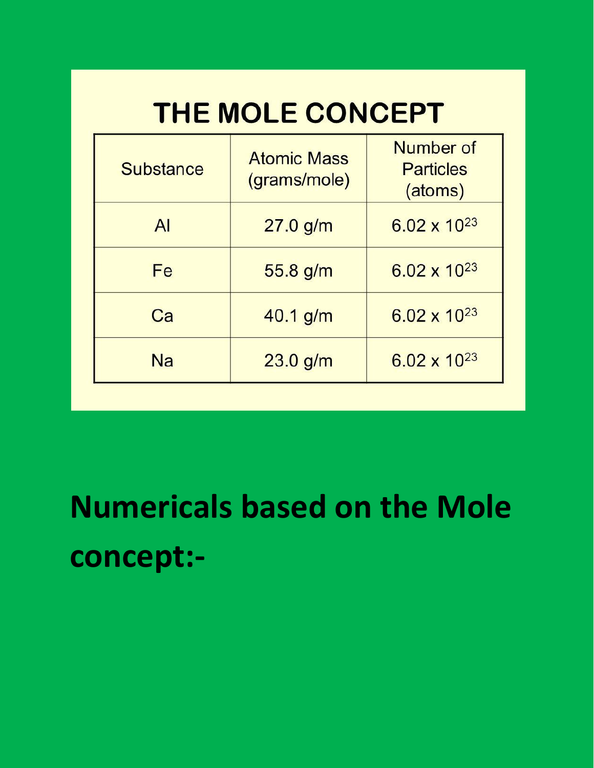# THE MOLE CONCEPT

| Substance | Atomic Mass (grams/mole) | Number of Particles (atoms) |
|---|---|---|
| Al | 27.0 g/m | $6.02 \times 10^{23}$ |
| Fe | 55.8 g/m | $6.02 \times 10^{23}$ |
| Ca | 40.1 g/m | $6.02 \times 10^{23}$ |
| Na | 23.0 g/m | $6.02 \times 10^{23}$ |

## Numericals based on the Mole concept:-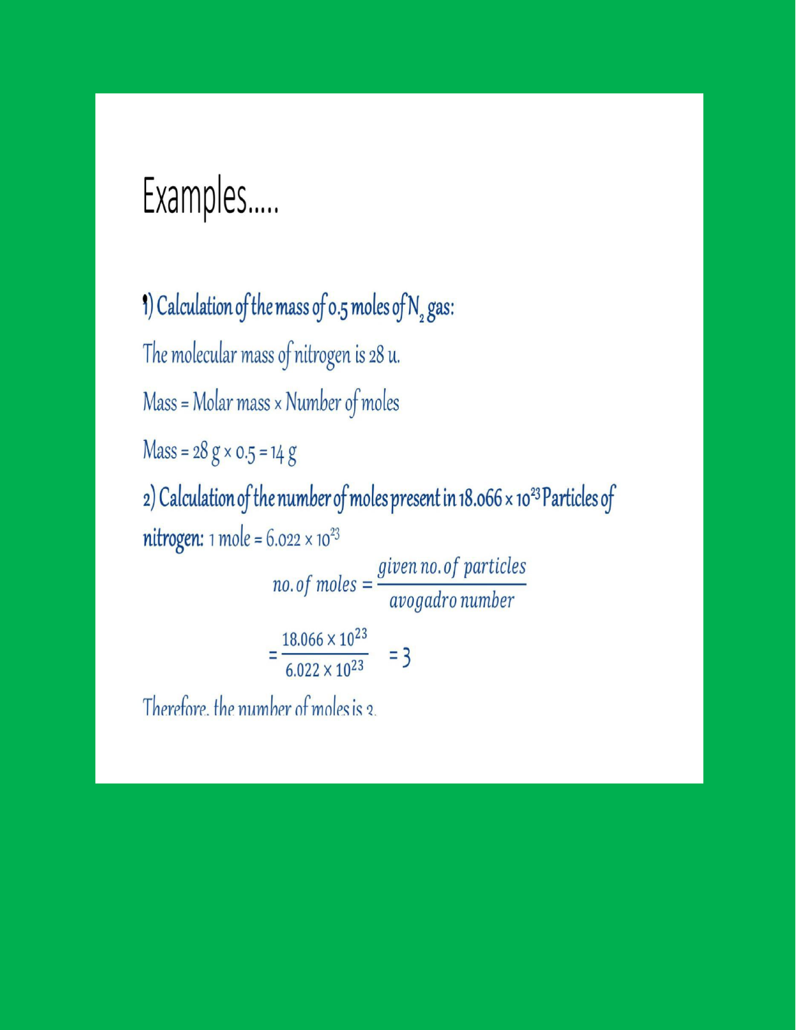# Examples.....

**1) Calculation of the mass of 0.5 moles of $N_2$ gas:**

The molecular mass of nitrogen is 28 u.

Mass = Molar mass × Number of moles

Mass = 28 g × 0.5 = 14 g

**2) Calculation of the number of moles present in $18.066 \times 10^{23}$ Particles of nitrogen:** 1 mole = $6.022 \times 10^{23}$

$$no.of\ moles = \frac{given\ no.of\ particles}{avogadro\ number}$$

$$= \frac{18.066 \times 10^{23}}{6.022 \times 10^{23}} = 3$$

Therefore, the number of moles is 3.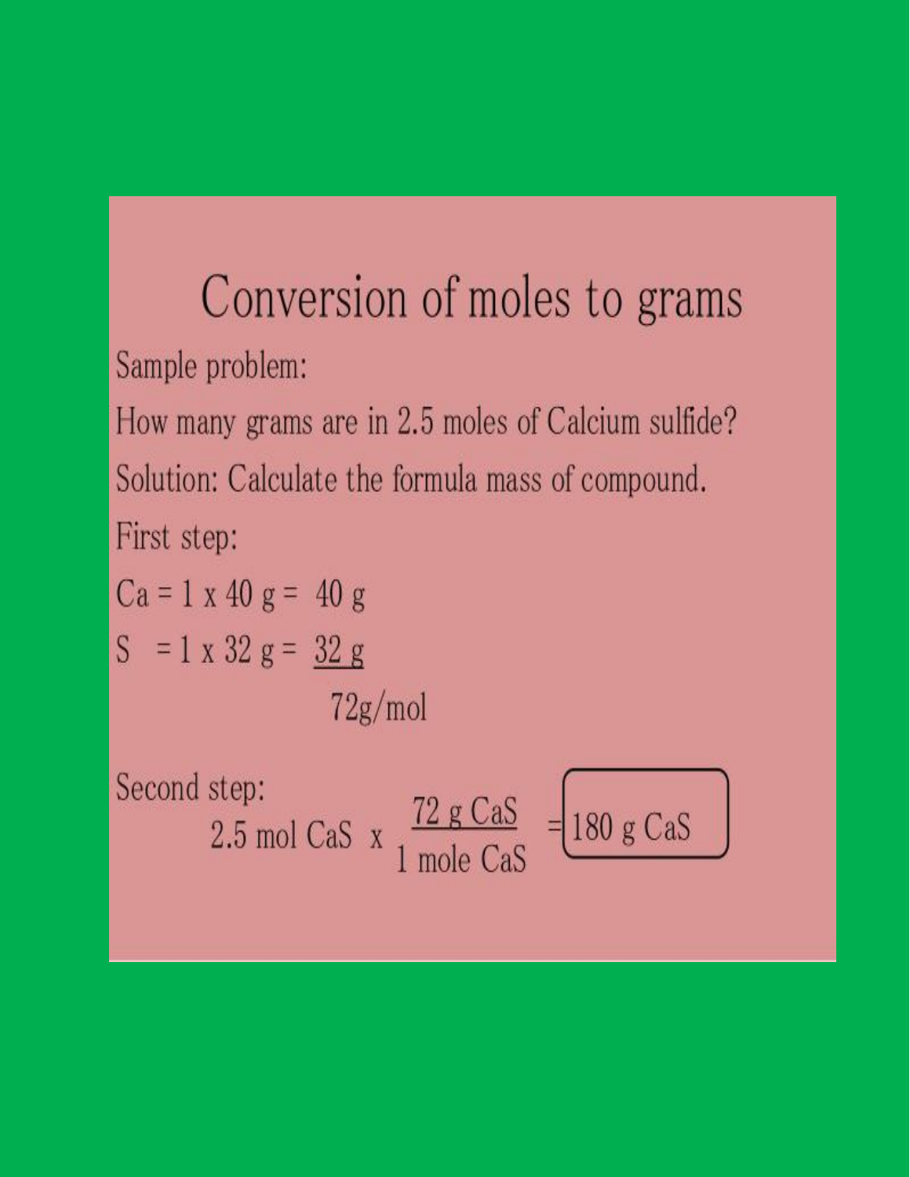# Conversion of moles to grams

Sample problem:

How many grams are in 2.5 moles of Calcium sulfide?

Solution: Calculate the formula mass of compound.

First step:

Ca = 1 x 40 g = 40 g

S = 1 x 32 g = 32 g

72g/mol

Second step:

$$2.5 \text{ mol CaS} \times \frac{72 \text{ g CaS}}{1 \text{ mole CaS}} = \boxed{180 \text{ g CaS}}$$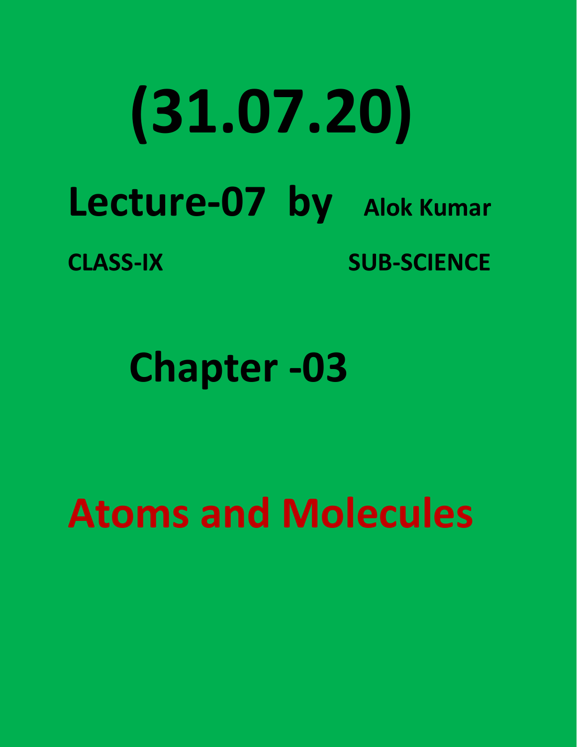# (31.07.20)

## Lecture-07 by Alok Kumar

**CLASS-IX** **SUB-SCIENCE**

## Chapter -03

# Atoms and Molecules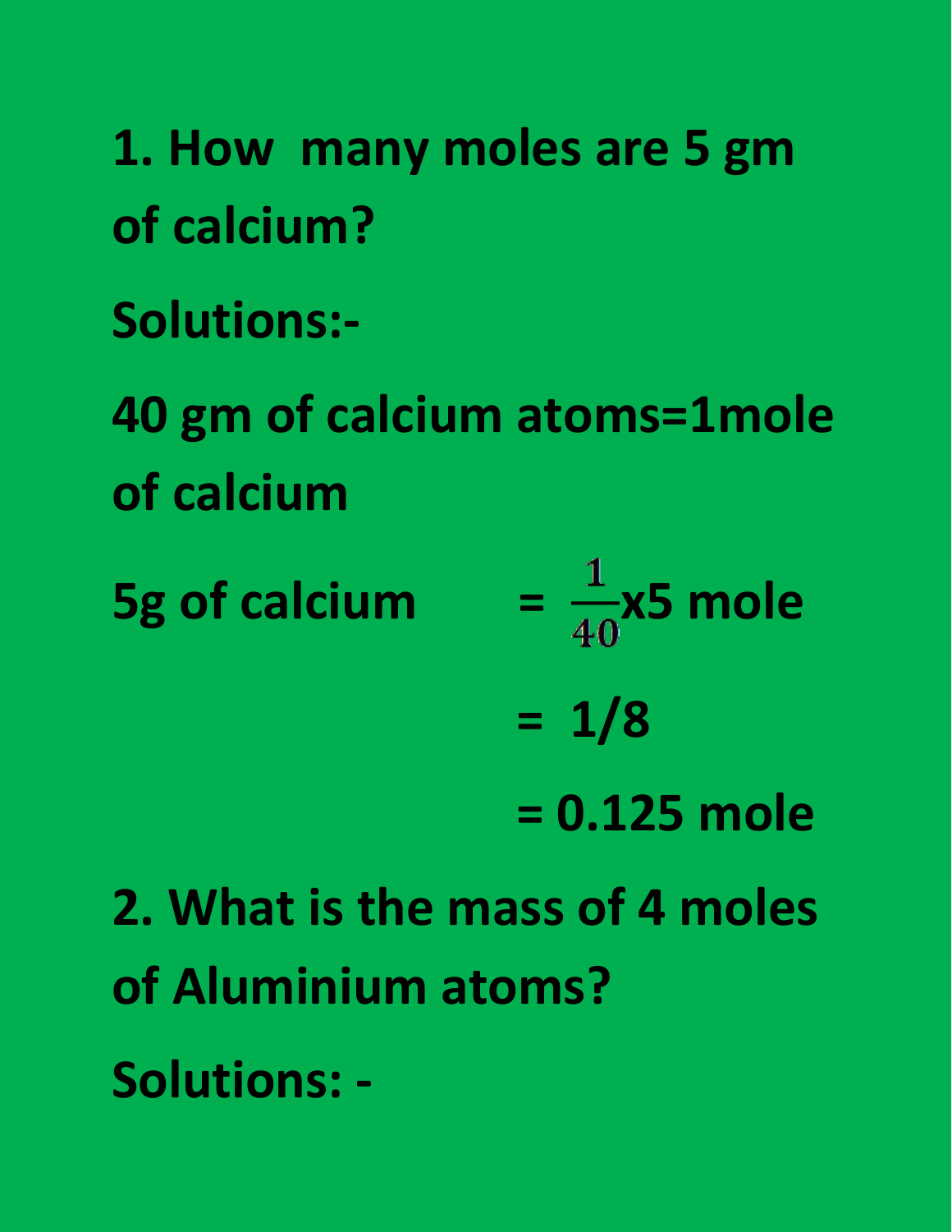**1. How many moles are 5 gm of calcium?**

**Solutions:-**

**40 gm of calcium atoms=1mole of calcium**

**5g of calcium** $= \frac{1}{40} \times 5$ **mole**

$= 1/8$

$= 0.125$ **mole**

**2. What is the mass of 4 moles of Aluminium atoms?**

**Solutions: -**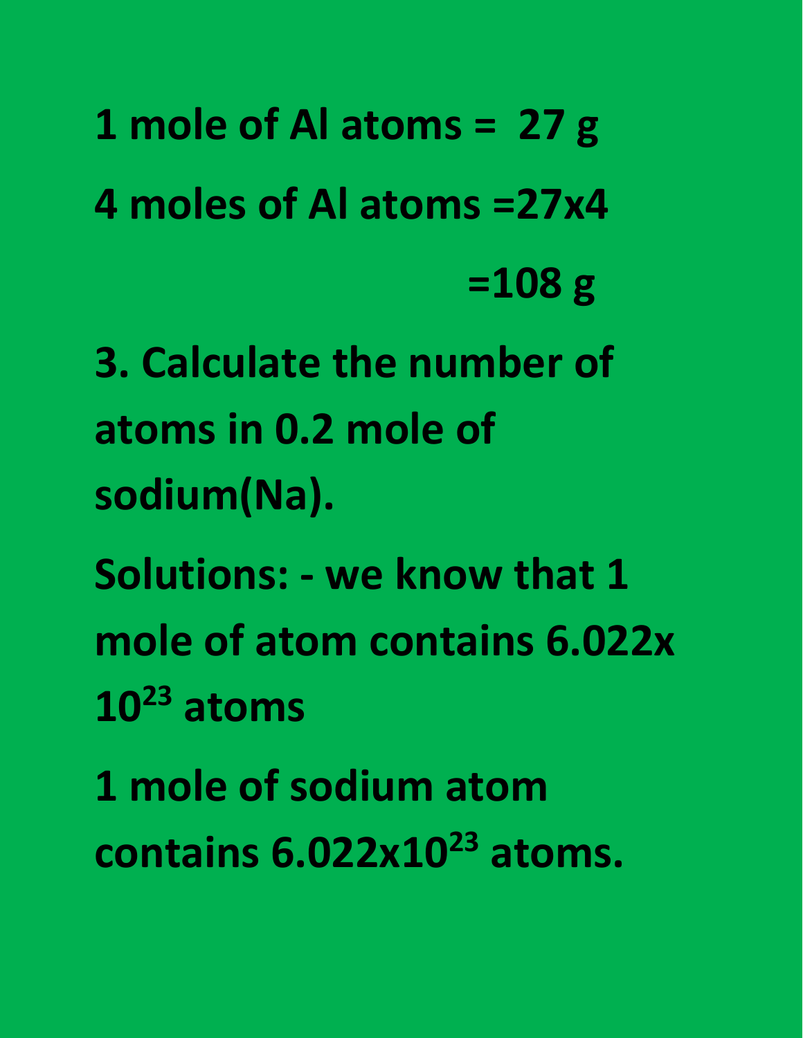**1 mole of Al atoms = 27 g**

**4 moles of Al atoms =27x4**

**=108 g**

**3. Calculate the number of atoms in 0.2 mole of sodium(Na).**

**Solutions: - we know that 1 mole of atom contains $6.022 \times 10^{23}$ atoms**

**1 mole of sodium atom contains $6.022 \times 10^{23}$ atoms.**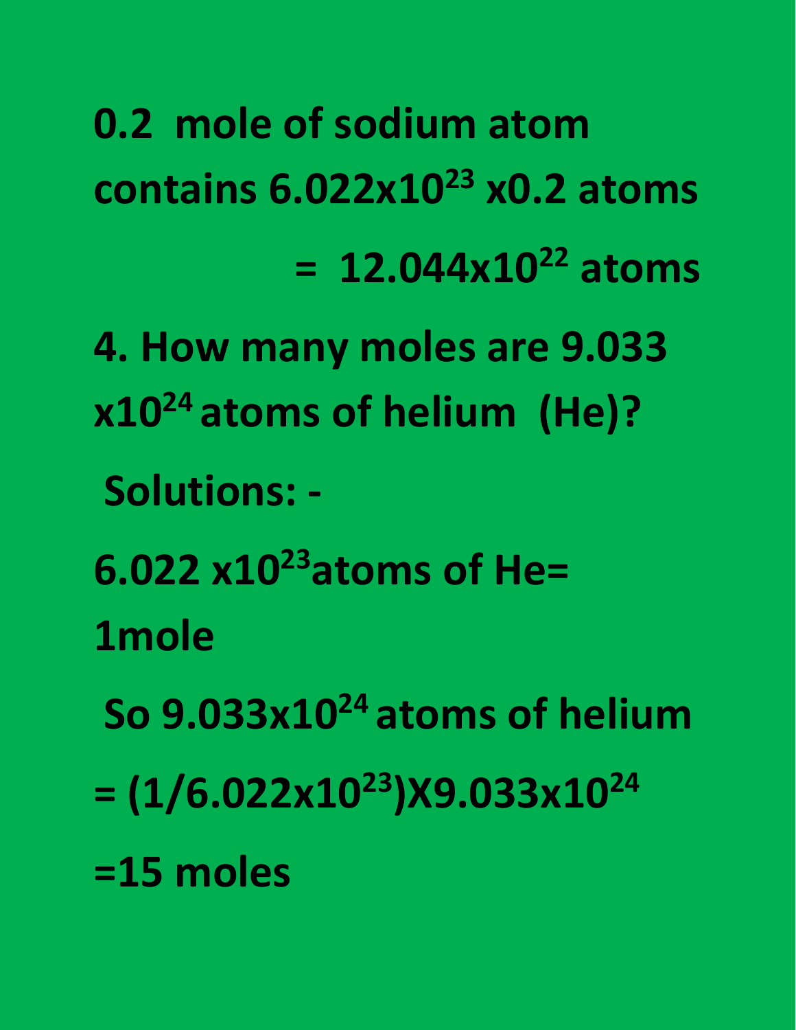**0.2 mole of sodium atom contains $6.022 \times 10^{23} \times 0.2$ atoms**

**$= 12.044 \times 10^{22}$ atoms**

**4. How many moles are $9.033 \times 10^{24}$ atoms of helium (He)?**

**Solutions: -**

**$6.022 \times 10^{23}$ atoms of He= 1mole**

**So $9.033 \times 10^{24}$ atoms of helium**

**$= (1/6.022 \times 10^{23}) \times 9.033 \times 10^{24}$**

**$= 15$ moles**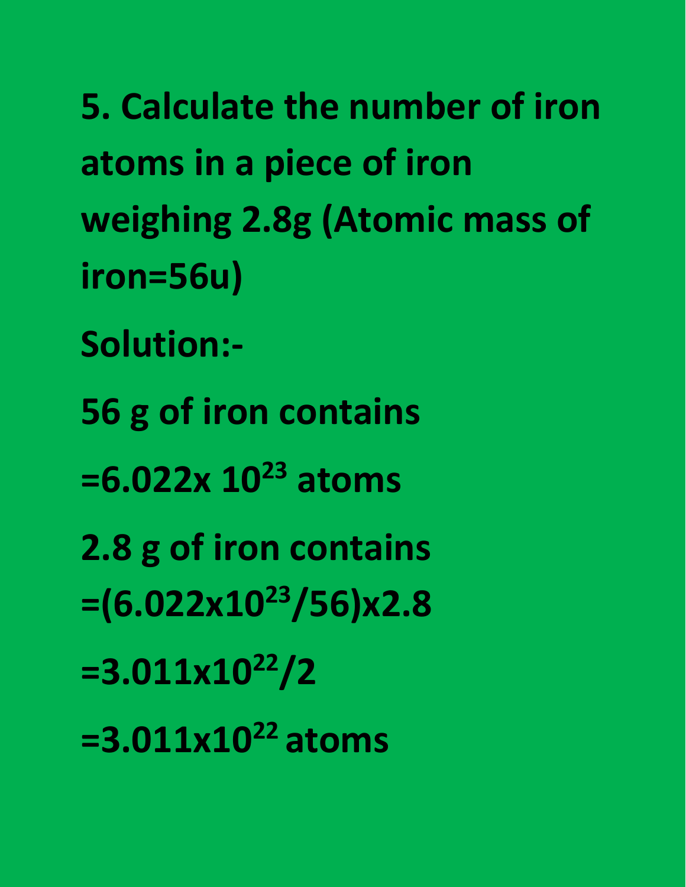**5. Calculate the number of iron atoms in a piece of iron weighing 2.8g (Atomic mass of iron=56u)**

**Solution:-**

**56 g of iron contains**

**$=6.022 \times 10^{23}$ atoms**

**2.8 g of iron contains**

**$=(6.022 \times 10^{23}/56) \times 2.8$**

**$=3.011 \times 10^{22}/2$**

**$=3.011 \times 10^{22}$ atoms**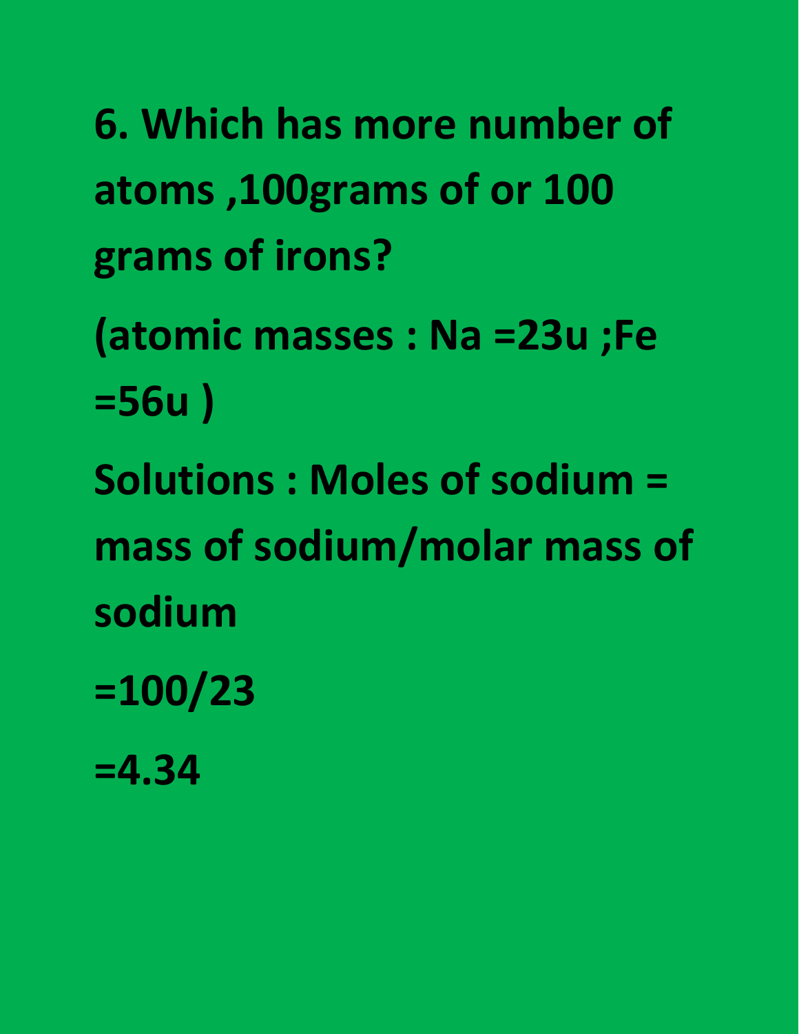**6. Which has more number of atoms ,100grams of or 100 grams of irons?**

**(atomic masses : Na =23u ;Fe =56u )**

**Solutions : Moles of sodium = mass of sodium/molar mass of sodium**

**=100/23**

**=4.34**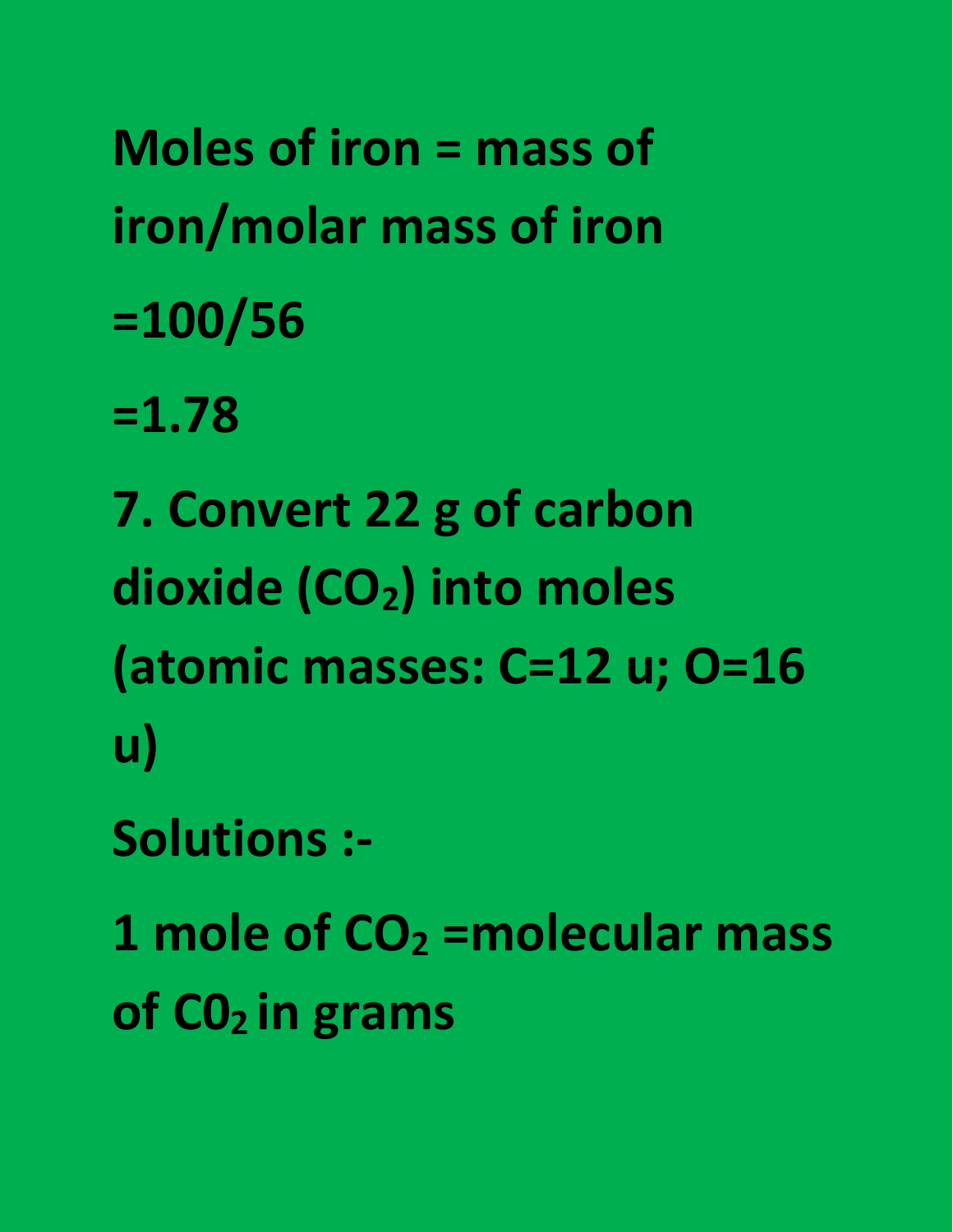**Moles of iron = mass of iron/molar mass of iron**

**=100/56**

**=1.78**

**7. Convert 22 g of carbon dioxide ($CO_2$) into moles (atomic masses: C=12 u; O=16 u)**

**Solutions :-**

**1 mole of $CO_2$ =molecular mass of $C0_2$ in grams**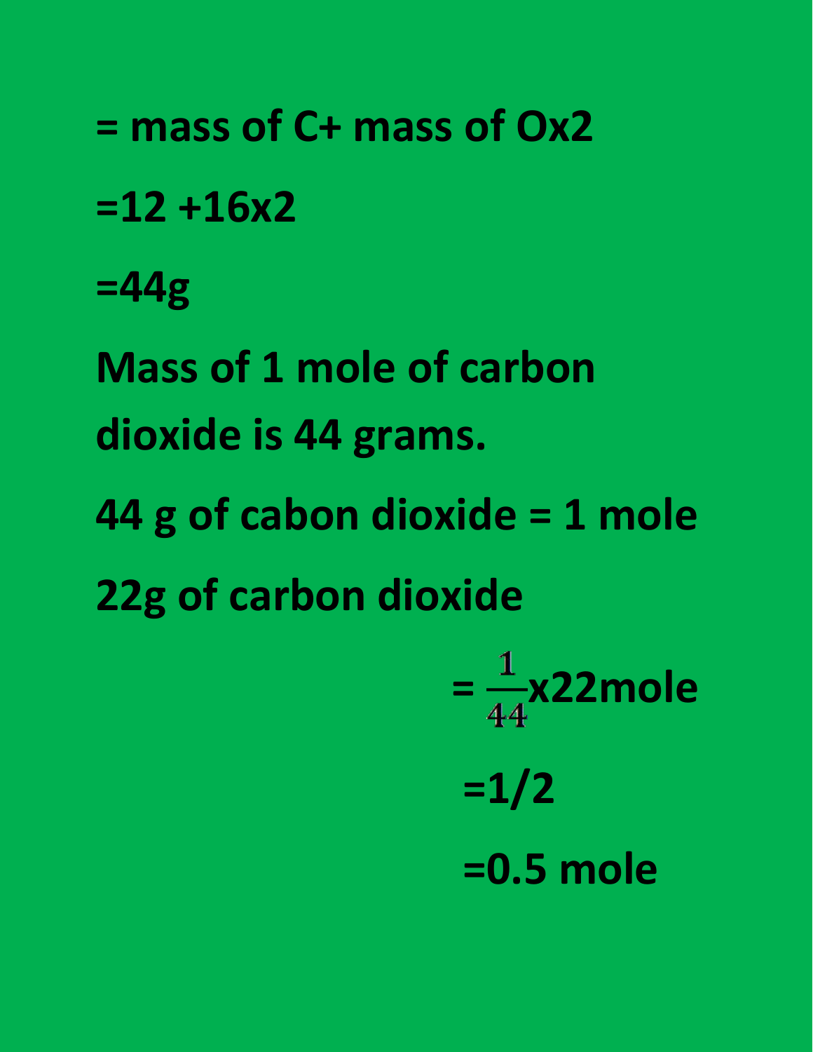**= mass of C+ mass of Ox2**

**=12 +16x2**

**=44g**

**Mass of 1 mole of carbon dioxide is 44 grams.**

**44 g of cabon dioxide = 1 mole**

**22g of carbon dioxide**

$$= \frac{1}{44} \text{x} 22 \text{mole}$$

**=1/2**

**=0.5 mole**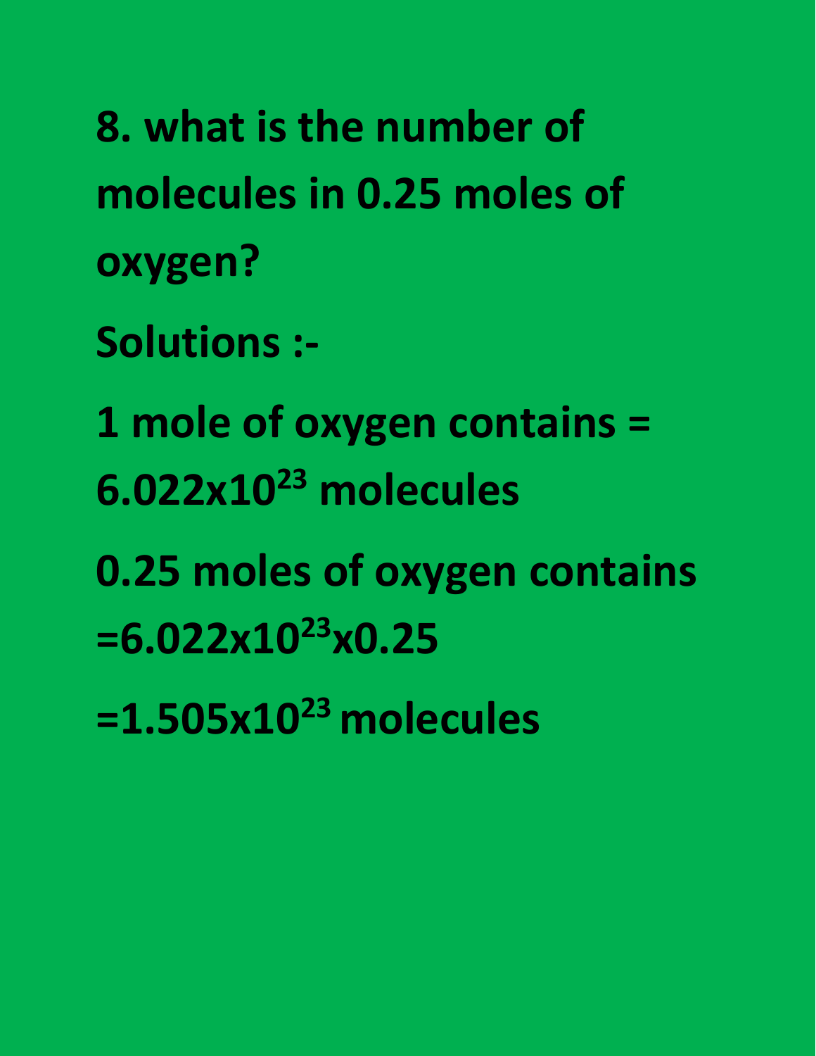**8. what is the number of molecules in 0.25 moles of oxygen?**

**Solutions :-**

**1 mole of oxygen contains = $6.022 x 10^{23}$ molecules**

**0.25 moles of oxygen contains =$6.022 x 10^{23} x 0.25$**

**=$1.505 x 10^{23}$ molecules**